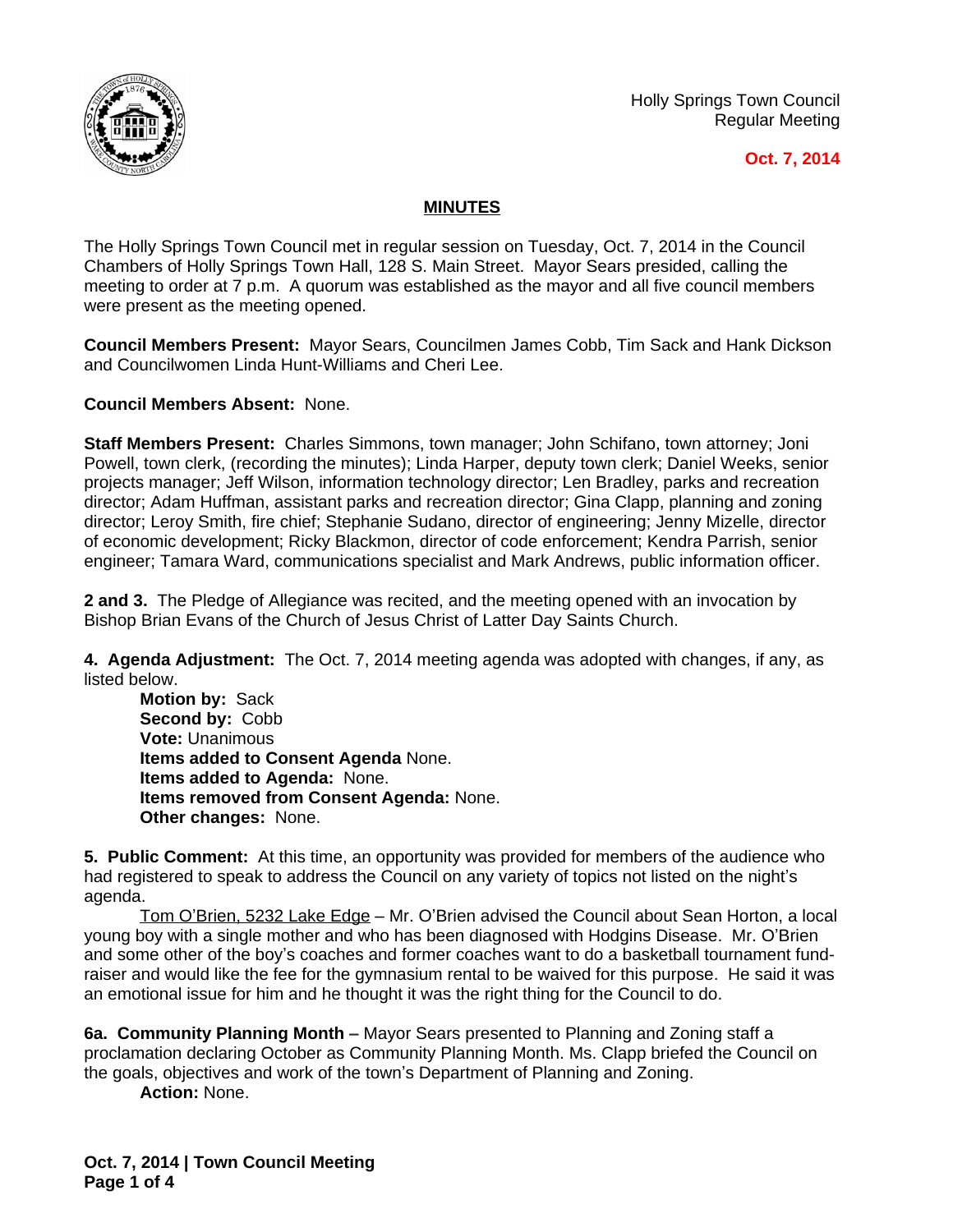Holly Springs Town Council
Regular Meeting

**Oct. 7, 2014**

## MINUTES

The Holly Springs Town Council met in regular session on Tuesday, Oct. 7, 2014 in the Council Chambers of Holly Springs Town Hall, 128 S. Main Street. Mayor Sears presided, calling the meeting to order at 7 p.m. A quorum was established as the mayor and all five council members were present as the meeting opened.

**Council Members Present:** Mayor Sears, Councilmen James Cobb, Tim Sack and Hank Dickson and Councilwomen Linda Hunt-Williams and Cheri Lee.

**Council Members Absent:** None.

**Staff Members Present:** Charles Simmons, town manager; John Schifano, town attorney; Joni Powell, town clerk, (recording the minutes); Linda Harper, deputy town clerk; Daniel Weeks, senior projects manager; Jeff Wilson, information technology director; Len Bradley, parks and recreation director; Adam Huffman, assistant parks and recreation director; Gina Clapp, planning and zoning director; Leroy Smith, fire chief; Stephanie Sudano, director of engineering; Jenny Mizelle, director of economic development; Ricky Blackmon, director of code enforcement; Kendra Parrish, senior engineer; Tamara Ward, communications specialist and Mark Andrews, public information officer.

**2 and 3.** The Pledge of Allegiance was recited, and the meeting opened with an invocation by Bishop Brian Evans of the Church of Jesus Christ of Latter Day Saints Church.

**4. Agenda Adjustment:** The Oct. 7, 2014 meeting agenda was adopted with changes, if any, as listed below.

**Motion by:** Sack
**Second by:** Cobb
**Vote:** Unanimous
**Items added to Consent Agenda** None.
**Items added to Agenda:** None.
**Items removed from Consent Agenda:** None.
**Other changes:** None.

**5. Public Comment:** At this time, an opportunity was provided for members of the audience who had registered to speak to address the Council on any variety of topics not listed on the night's agenda.

Tom O'Brien, 5232 Lake Edge – Mr. O'Brien advised the Council about Sean Horton, a local young boy with a single mother and who has been diagnosed with Hodgins Disease. Mr. O'Brien and some other of the boy's coaches and former coaches want to do a basketball tournament fund-raiser and would like the fee for the gymnasium rental to be waived for this purpose. He said it was an emotional issue for him and he thought it was the right thing for the Council to do.

**6a. Community Planning Month** – Mayor Sears presented to Planning and Zoning staff a proclamation declaring October as Community Planning Month. Ms. Clapp briefed the Council on the goals, objectives and work of the town's Department of Planning and Zoning.

**Action:** None.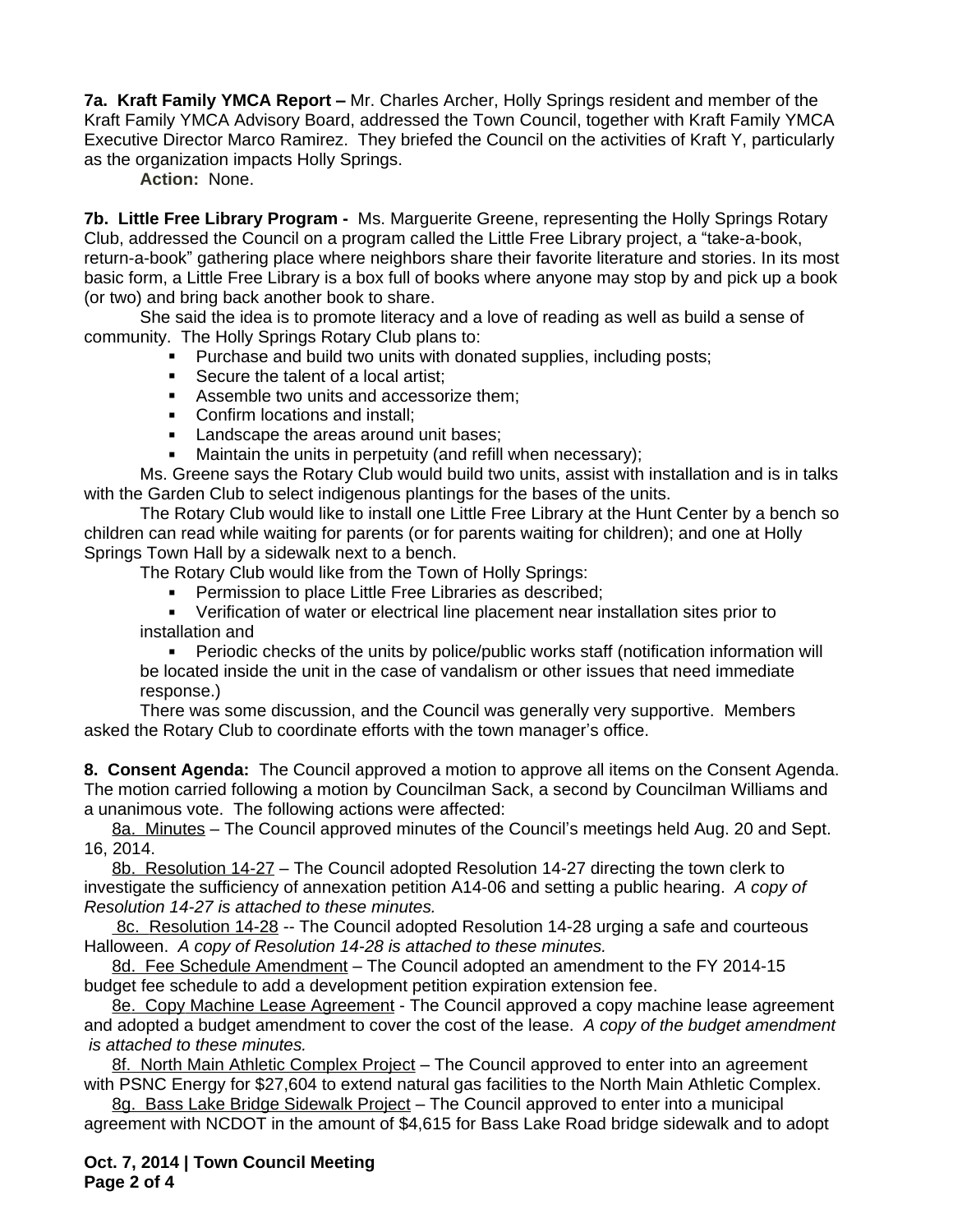**7a. Kraft Family YMCA Report –** Mr. Charles Archer, Holly Springs resident and member of the Kraft Family YMCA Advisory Board, addressed the Town Council, together with Kraft Family YMCA Executive Director Marco Ramirez. They briefed the Council on the activities of Kraft Y, particularly as the organization impacts Holly Springs.

**Action:** None.

**7b. Little Free Library Program -** Ms. Marguerite Greene, representing the Holly Springs Rotary Club, addressed the Council on a program called the Little Free Library project, a "take-a-book, return-a-book" gathering place where neighbors share their favorite literature and stories. In its most basic form, a Little Free Library is a box full of books where anyone may stop by and pick up a book (or two) and bring back another book to share.

She said the idea is to promote literacy and a love of reading as well as build a sense of community. The Holly Springs Rotary Club plans to:

- Purchase and build two units with donated supplies, including posts;
- Secure the talent of a local artist;
- Assemble two units and accessorize them;
- Confirm locations and install;
- Landscape the areas around unit bases;
- Maintain the units in perpetuity (and refill when necessary);

Ms. Greene says the Rotary Club would build two units, assist with installation and is in talks with the Garden Club to select indigenous plantings for the bases of the units.

The Rotary Club would like to install one Little Free Library at the Hunt Center by a bench so children can read while waiting for parents (or for parents waiting for children); and one at Holly Springs Town Hall by a sidewalk next to a bench.

The Rotary Club would like from the Town of Holly Springs:

- Permission to place Little Free Libraries as described;
- Verification of water or electrical line placement near installation sites prior to installation and
- Periodic checks of the units by police/public works staff (notification information will be located inside the unit in the case of vandalism or other issues that need immediate response.)

There was some discussion, and the Council was generally very supportive. Members asked the Rotary Club to coordinate efforts with the town manager's office.

**8. Consent Agenda:** The Council approved a motion to approve all items on the Consent Agenda. The motion carried following a motion by Councilman Sack, a second by Councilman Williams and a unanimous vote. The following actions were affected:

8a. Minutes – The Council approved minutes of the Council's meetings held Aug. 20 and Sept. 16, 2014.

8b. Resolution 14-27 – The Council adopted Resolution 14-27 directing the town clerk to investigate the sufficiency of annexation petition A14-06 and setting a public hearing. *A copy of Resolution 14-27 is attached to these minutes.*

8c. Resolution 14-28 -- The Council adopted Resolution 14-28 urging a safe and courteous Halloween. *A copy of Resolution 14-28 is attached to these minutes.*

8d. Fee Schedule Amendment – The Council adopted an amendment to the FY 2014-15 budget fee schedule to add a development petition expiration extension fee.

8e. Copy Machine Lease Agreement - The Council approved a copy machine lease agreement and adopted a budget amendment to cover the cost of the lease. *A copy of the budget amendment is attached to these minutes.*

8f. North Main Athletic Complex Project – The Council approved to enter into an agreement with PSNC Energy for $27,604 to extend natural gas facilities to the North Main Athletic Complex.

8g. Bass Lake Bridge Sidewalk Project – The Council approved to enter into a municipal agreement with NCDOT in the amount of $4,615 for Bass Lake Road bridge sidewalk and to adopt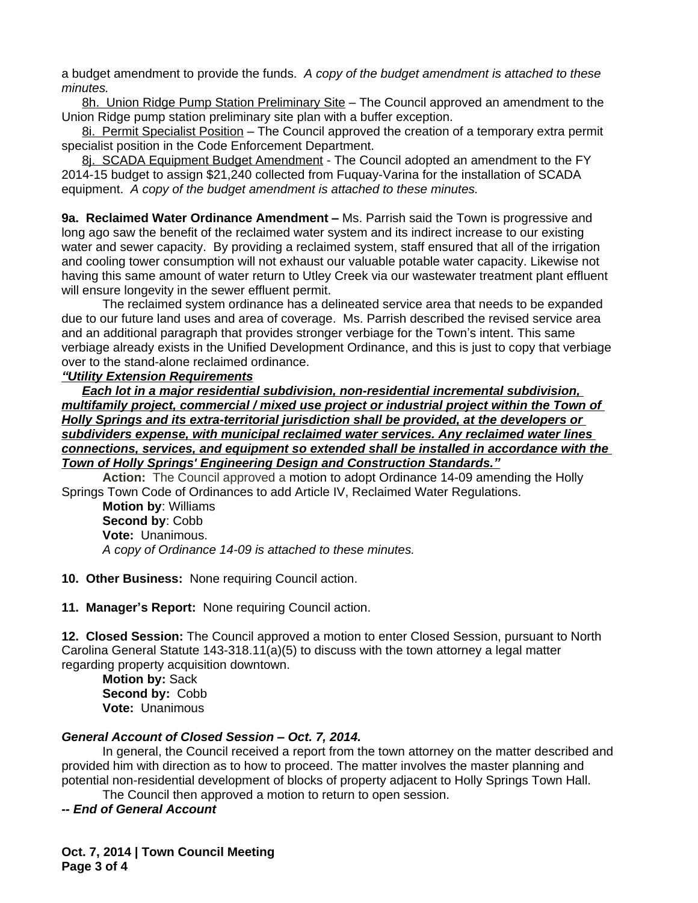a budget amendment to provide the funds. *A copy of the budget amendment is attached to these minutes.*

8h. Union Ridge Pump Station Preliminary Site – The Council approved an amendment to the Union Ridge pump station preliminary site plan with a buffer exception.

8i. Permit Specialist Position – The Council approved the creation of a temporary extra permit specialist position in the Code Enforcement Department.

8j. SCADA Equipment Budget Amendment - The Council adopted an amendment to the FY 2014-15 budget to assign $21,240 collected from Fuquay-Varina for the installation of SCADA equipment. *A copy of the budget amendment is attached to these minutes.*

**9a. Reclaimed Water Ordinance Amendment –** Ms. Parrish said the Town is progressive and long ago saw the benefit of the reclaimed water system and its indirect increase to our existing water and sewer capacity. By providing a reclaimed system, staff ensured that all of the irrigation and cooling tower consumption will not exhaust our valuable potable water capacity. Likewise not having this same amount of water return to Utley Creek via our wastewater treatment plant effluent will ensure longevity in the sewer effluent permit.

The reclaimed system ordinance has a delineated service area that needs to be expanded due to our future land uses and area of coverage. Ms. Parrish described the revised service area and an additional paragraph that provides stronger verbiage for the Town's intent. This same verbiage already exists in the Unified Development Ordinance, and this is just to copy that verbiage over to the stand-alone reclaimed ordinance.

***"Utility Extension Requirements***

***Each lot in a major residential subdivision, non-residential incremental subdivision, multifamily project, commercial / mixed use project or industrial project within the Town of Holly Springs and its extra-territorial jurisdiction shall be provided, at the developers or subdividers expense, with municipal reclaimed water services. Any reclaimed water lines connections, services, and equipment so extended shall be installed in accordance with the Town of Holly Springs' Engineering Design and Construction Standards."***

**Action:** The Council approved a motion to adopt Ordinance 14-09 amending the Holly Springs Town Code of Ordinances to add Article IV, Reclaimed Water Regulations.

**Motion by**: Williams
**Second by**: Cobb
**Vote:** Unanimous.
*A copy of Ordinance 14-09 is attached to these minutes.*

**10. Other Business:** None requiring Council action.

**11. Manager's Report:** None requiring Council action.

**12. Closed Session:** The Council approved a motion to enter Closed Session, pursuant to North Carolina General Statute 143-318.11(a)(5) to discuss with the town attorney a legal matter regarding property acquisition downtown.

**Motion by:** Sack
**Second by:** Cobb
**Vote:** Unanimous

***General Account of Closed Session – Oct. 7, 2014.***

In general, the Council received a report from the town attorney on the matter described and provided him with direction as to how to proceed. The matter involves the master planning and potential non-residential development of blocks of property adjacent to Holly Springs Town Hall.

The Council then approved a motion to return to open session.

***-- End of General Account***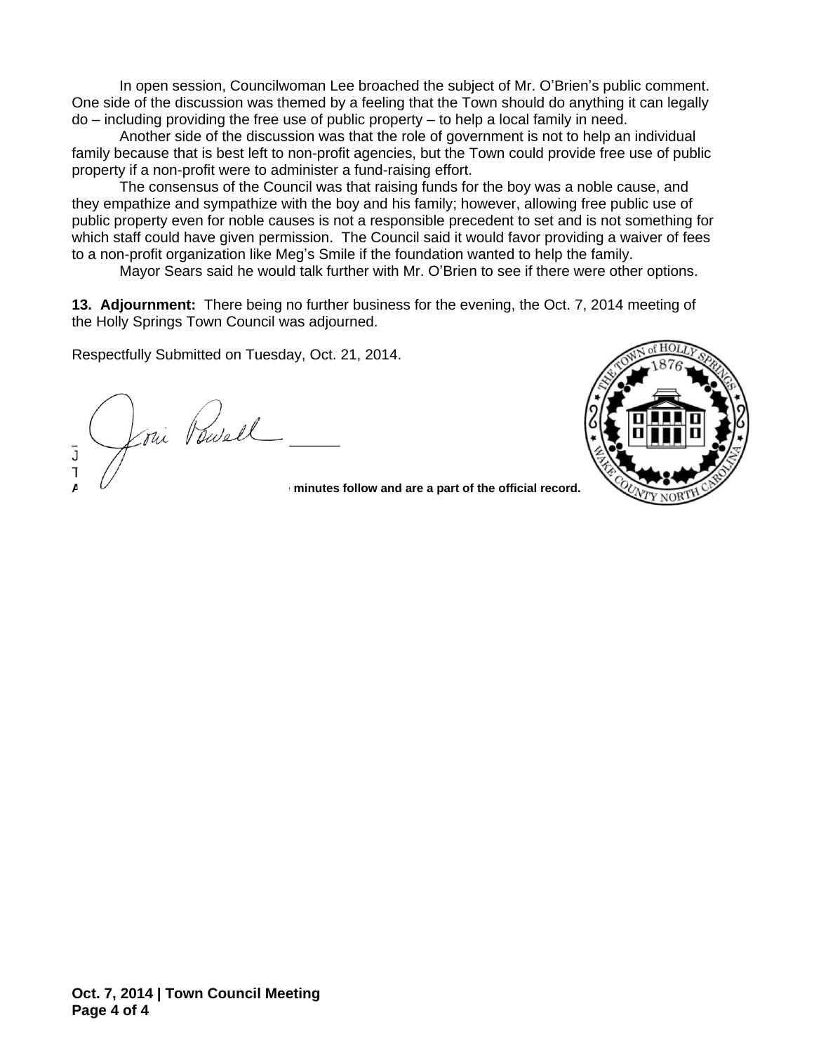In open session, Councilwoman Lee broached the subject of Mr. O'Brien's public comment. One side of the discussion was themed by a feeling that the Town should do anything it can legally do – including providing the free use of public property – to help a local family in need.

Another side of the discussion was that the role of government is not to help an individual family because that is best left to non-profit agencies, but the Town could provide free use of public property if a non-profit were to administer a fund-raising effort.

The consensus of the Council was that raising funds for the boy was a noble cause, and they empathize and sympathize with the boy and his family; however, allowing free public use of public property even for noble causes is not a responsible precedent to set and is not something for which staff could have given permission. The Council said it would favor providing a waiver of fees to a non-profit organization like Meg's Smile if the foundation wanted to help the family.

Mayor Sears said he would talk further with Mr. O'Brien to see if there were other options.

**13. Adjournment:** There being no further business for the evening, the Oct. 7, 2014 meeting of the Holly Springs Town Council was adjourned.

Respectfully Submitted on Tuesday, Oct. 21, 2014.

Joni Powell

J
T
**A minutes follow and are a part of the official record.**